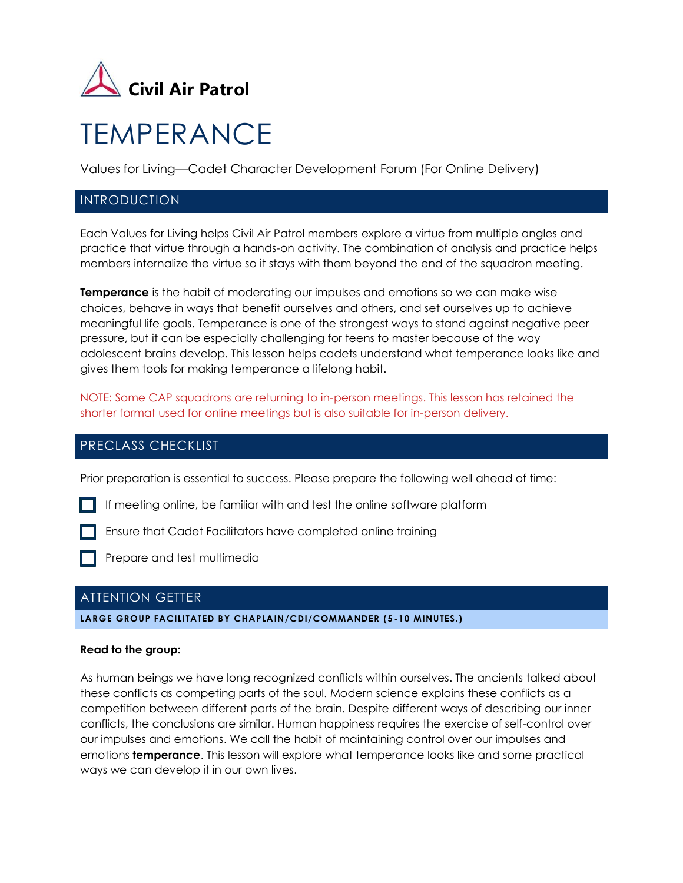Civil Air Patrol

# TEMPERANCE

Values for Living—Cadet Character Development Forum (For Online Delivery)

## INTRODUCTION

Each Values for Living helps Civil Air Patrol members explore a virtue from multiple angles and practice that virtue through a hands-on activity. The combination of analysis and practice helps members internalize the virtue so it stays with them beyond the end of the squadron meeting.

**Temperance** is the habit of moderating our impulses and emotions so we can make wise choices, behave in ways that benefit ourselves and others, and set ourselves up to achieve meaningful life goals. Temperance is one of the strongest ways to stand against negative peer pressure, but it can be especially challenging for teens to master because of the way adolescent brains develop. This lesson helps cadets understand what temperance looks like and gives them tools for making temperance a lifelong habit.

NOTE: Some CAP squadrons are returning to in-person meetings. This lesson has retained the shorter format used for online meetings but is also suitable for in-person delivery.

## PRECLASS CHECKLIST

Prior preparation is essential to success. Please prepare the following well ahead of time:

- [ ] If meeting online, be familiar with and test the online software platform
- [ ] Ensure that Cadet Facilitators have completed online training
- [ ] Prepare and test multimedia

## ATTENTION GETTER

**LARGE GROUP FACILITATED BY CHAPLAIN/CDI/COMMANDER (5-10 MINUTES.)**

**Read to the group:**

As human beings we have long recognized conflicts within ourselves. The ancients talked about these conflicts as competing parts of the soul. Modern science explains these conflicts as a competition between different parts of the brain. Despite different ways of describing our inner conflicts, the conclusions are similar. Human happiness requires the exercise of self-control over our impulses and emotions. We call the habit of maintaining control over our impulses and emotions **temperance**. This lesson will explore what temperance looks like and some practical ways we can develop it in our own lives.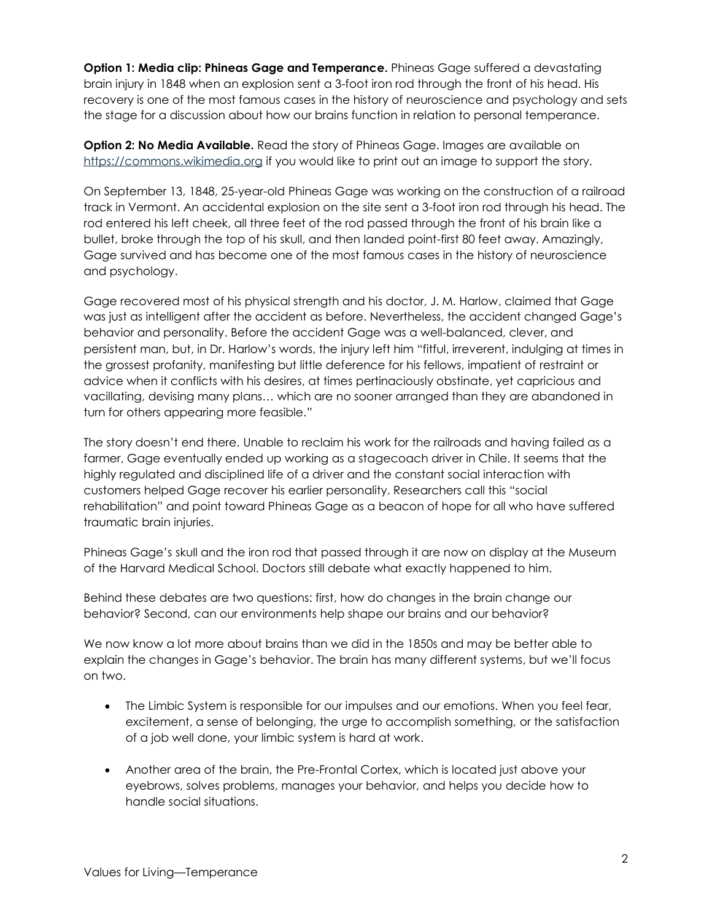**Option 1: Media clip: Phineas Gage and Temperance.** Phineas Gage suffered a devastating brain injury in 1848 when an explosion sent a 3-foot iron rod through the front of his head. His recovery is one of the most famous cases in the history of neuroscience and psychology and sets the stage for a discussion about how our brains function in relation to personal temperance.

**Option 2: No Media Available.** Read the story of Phineas Gage. Images are available on https://commons.wikimedia.org if you would like to print out an image to support the story.

On September 13, 1848, 25-year-old Phineas Gage was working on the construction of a railroad track in Vermont. An accidental explosion on the site sent a 3-foot iron rod through his head. The rod entered his left cheek, all three feet of the rod passed through the front of his brain like a bullet, broke through the top of his skull, and then landed point-first 80 feet away. Amazingly, Gage survived and has become one of the most famous cases in the history of neuroscience and psychology.

Gage recovered most of his physical strength and his doctor, J. M. Harlow, claimed that Gage was just as intelligent after the accident as before. Nevertheless, the accident changed Gage's behavior and personality. Before the accident Gage was a well-balanced, clever, and persistent man, but, in Dr. Harlow's words, the injury left him "fitful, irreverent, indulging at times in the grossest profanity, manifesting but little deference for his fellows, impatient of restraint or advice when it conflicts with his desires, at times pertinaciously obstinate, yet capricious and vacillating, devising many plans… which are no sooner arranged than they are abandoned in turn for others appearing more feasible."

The story doesn't end there. Unable to reclaim his work for the railroads and having failed as a farmer, Gage eventually ended up working as a stagecoach driver in Chile. It seems that the highly regulated and disciplined life of a driver and the constant social interaction with customers helped Gage recover his earlier personality. Researchers call this "social rehabilitation" and point toward Phineas Gage as a beacon of hope for all who have suffered traumatic brain injuries.

Phineas Gage's skull and the iron rod that passed through it are now on display at the Museum of the Harvard Medical School. Doctors still debate what exactly happened to him.

Behind these debates are two questions: first, how do changes in the brain change our behavior? Second, can our environments help shape our brains and our behavior?

We now know a lot more about brains than we did in the 1850s and may be better able to explain the changes in Gage's behavior. The brain has many different systems, but we'll focus on two.

- The Limbic System is responsible for our impulses and our emotions. When you feel fear, excitement, a sense of belonging, the urge to accomplish something, or the satisfaction of a job well done, your limbic system is hard at work.
- Another area of the brain, the Pre-Frontal Cortex, which is located just above your eyebrows, solves problems, manages your behavior, and helps you decide how to handle social situations.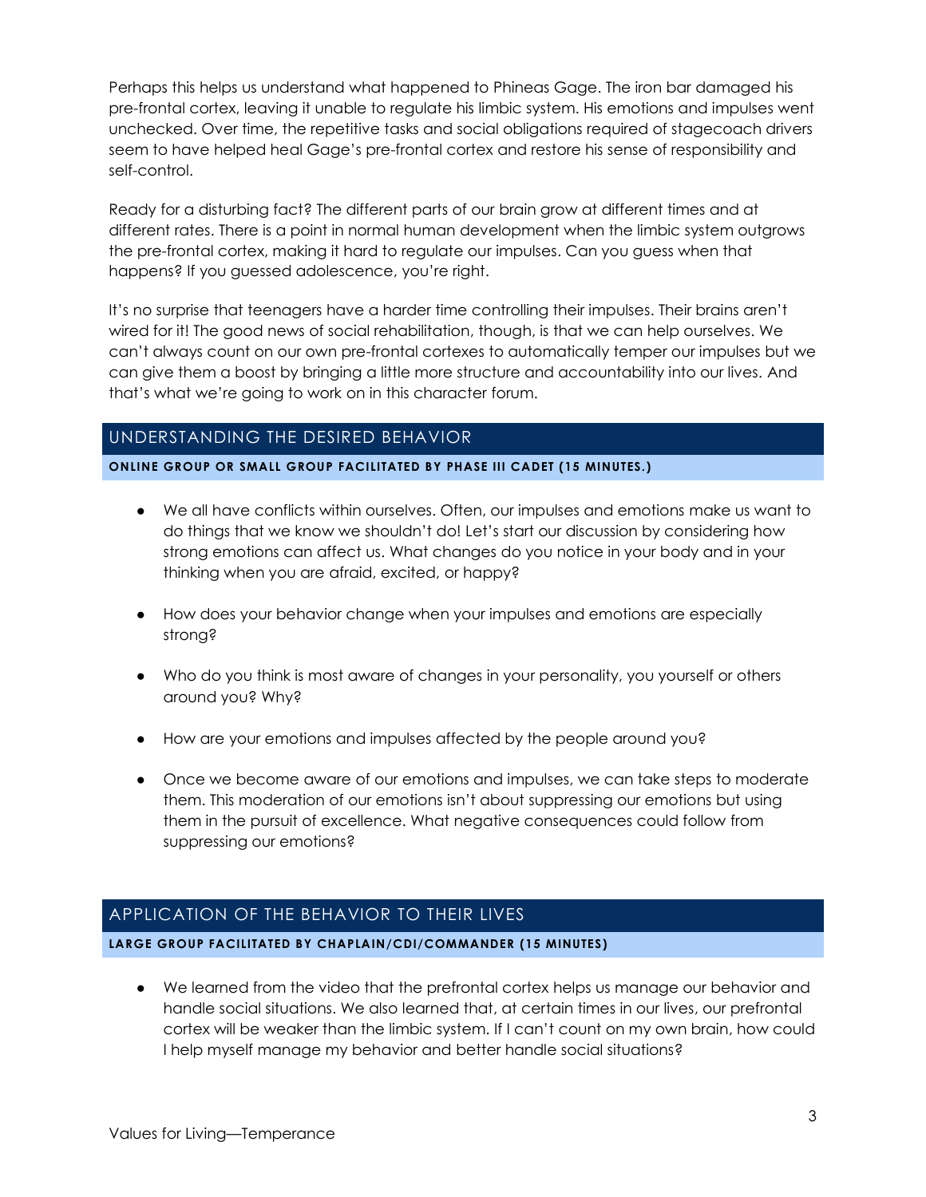Perhaps this helps us understand what happened to Phineas Gage. The iron bar damaged his pre-frontal cortex, leaving it unable to regulate his limbic system. His emotions and impulses went unchecked. Over time, the repetitive tasks and social obligations required of stagecoach drivers seem to have helped heal Gage's pre-frontal cortex and restore his sense of responsibility and self-control.

Ready for a disturbing fact? The different parts of our brain grow at different times and at different rates. There is a point in normal human development when the limbic system outgrows the pre-frontal cortex, making it hard to regulate our impulses. Can you guess when that happens? If you guessed adolescence, you're right.

It's no surprise that teenagers have a harder time controlling their impulses. Their brains aren't wired for it! The good news of social rehabilitation, though, is that we can help ourselves. We can't always count on our own pre-frontal cortexes to automatically temper our impulses but we can give them a boost by bringing a little more structure and accountability into our lives. And that's what we're going to work on in this character forum.

## UNDERSTANDING THE DESIRED BEHAVIOR

**ONLINE GROUP OR SMALL GROUP FACILITATED BY PHASE III CADET (15 MINUTES.)**

- We all have conflicts within ourselves. Often, our impulses and emotions make us want to do things that we know we shouldn't do! Let's start our discussion by considering how strong emotions can affect us. What changes do you notice in your body and in your thinking when you are afraid, excited, or happy?
- How does your behavior change when your impulses and emotions are especially strong?
- Who do you think is most aware of changes in your personality, you yourself or others around you? Why?
- How are your emotions and impulses affected by the people around you?
- Once we become aware of our emotions and impulses, we can take steps to moderate them. This moderation of our emotions isn't about suppressing our emotions but using them in the pursuit of excellence. What negative consequences could follow from suppressing our emotions?

## APPLICATION OF THE BEHAVIOR TO THEIR LIVES

**LARGE GROUP FACILITATED BY CHAPLAIN/CDI/COMMANDER (15 MINUTES)**

- We learned from the video that the prefrontal cortex helps us manage our behavior and handle social situations. We also learned that, at certain times in our lives, our prefrontal cortex will be weaker than the limbic system. If I can't count on my own brain, how could I help myself manage my behavior and better handle social situations?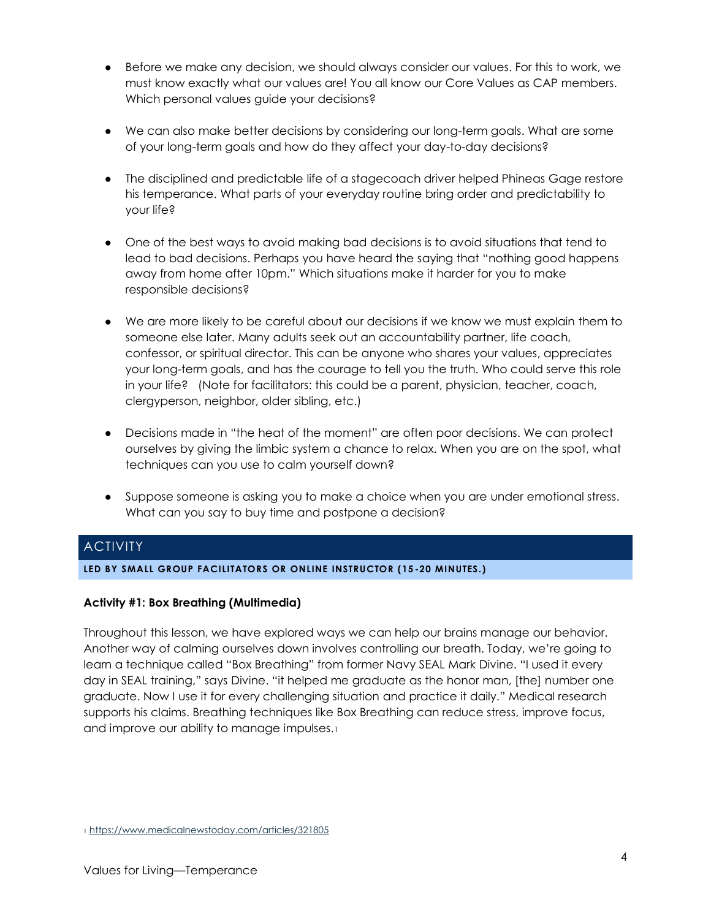- Before we make any decision, we should always consider our values. For this to work, we must know exactly what our values are! You all know our Core Values as CAP members. Which personal values guide your decisions?

- We can also make better decisions by considering our long-term goals. What are some of your long-term goals and how do they affect your day-to-day decisions?

- The disciplined and predictable life of a stagecoach driver helped Phineas Gage restore his temperance. What parts of your everyday routine bring order and predictability to your life?

- One of the best ways to avoid making bad decisions is to avoid situations that tend to lead to bad decisions. Perhaps you have heard the saying that "nothing good happens away from home after 10pm." Which situations make it harder for you to make responsible decisions?

- We are more likely to be careful about our decisions if we know we must explain them to someone else later. Many adults seek out an accountability partner, life coach, confessor, or spiritual director. This can be anyone who shares your values, appreciates your long-term goals, and has the courage to tell you the truth. Who could serve this role in your life? (Note for facilitators: this could be a parent, physician, teacher, coach, clergyperson, neighbor, older sibling, etc.)

- Decisions made in "the heat of the moment" are often poor decisions. We can protect ourselves by giving the limbic system a chance to relax. When you are on the spot, what techniques can you use to calm yourself down?

- Suppose someone is asking you to make a choice when you are under emotional stress. What can you say to buy time and postpone a decision?

## ACTIVITY

**LED BY SMALL GROUP FACILITATORS OR ONLINE INSTRUCTOR (15-20 MINUTES.)**

**Activity #1: Box Breathing (Multimedia)**

Throughout this lesson, we have explored ways we can help our brains manage our behavior. Another way of calming ourselves down involves controlling our breath. Today, we're going to learn a technique called "Box Breathing" from former Navy SEAL Mark Divine. "I used it every day in SEAL training," says Divine. "it helped me graduate as the honor man, [the] number one graduate. Now I use it for every challenging situation and practice it daily." Medical research supports his claims. Breathing techniques like Box Breathing can reduce stress, improve focus, and improve our ability to manage impulses.[1]

[1] https://www.medicalnewstoday.com/articles/321805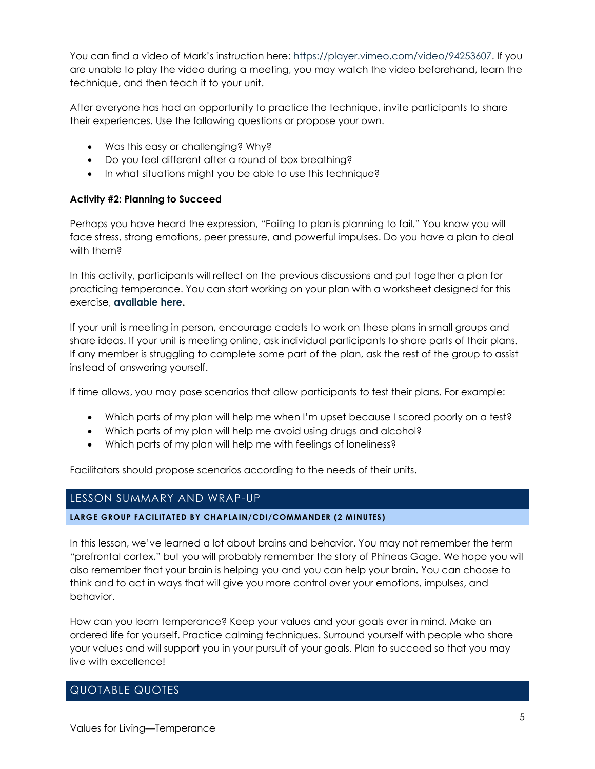You can find a video of Mark's instruction here: https://player.vimeo.com/video/94253607. If you are unable to play the video during a meeting, you may watch the video beforehand, learn the technique, and then teach it to your unit.

After everyone has had an opportunity to practice the technique, invite participants to share their experiences. Use the following questions or propose your own.

- Was this easy or challenging? Why?
- Do you feel different after a round of box breathing?
- In what situations might you be able to use this technique?

**Activity #2: Planning to Succeed**

Perhaps you have heard the expression, "Failing to plan is planning to fail." You know you will face stress, strong emotions, peer pressure, and powerful impulses. Do you have a plan to deal with them?

In this activity, participants will reflect on the previous discussions and put together a plan for practicing temperance. You can start working on your plan with a worksheet designed for this exercise, **available here.**

If your unit is meeting in person, encourage cadets to work on these plans in small groups and share ideas. If your unit is meeting online, ask individual participants to share parts of their plans. If any member is struggling to complete some part of the plan, ask the rest of the group to assist instead of answering yourself.

If time allows, you may pose scenarios that allow participants to test their plans. For example:

- Which parts of my plan will help me when I'm upset because I scored poorly on a test?
- Which parts of my plan will help me avoid using drugs and alcohol?
- Which parts of my plan will help me with feelings of loneliness?

Facilitators should propose scenarios according to the needs of their units.

## LESSON SUMMARY AND WRAP-UP

#### LARGE GROUP FACILITATED BY CHAPLAIN/CDI/COMMANDER (2 MINUTES)

In this lesson, we've learned a lot about brains and behavior. You may not remember the term "prefrontal cortex," but you will probably remember the story of Phineas Gage. We hope you will also remember that your brain is helping you and you can help your brain. You can choose to think and to act in ways that will give you more control over your emotions, impulses, and behavior.

How can you learn temperance? Keep your values and your goals ever in mind. Make an ordered life for yourself. Practice calming techniques. Surround yourself with people who share your values and will support you in your pursuit of your goals. Plan to succeed so that you may live with excellence!

## QUOTABLE QUOTES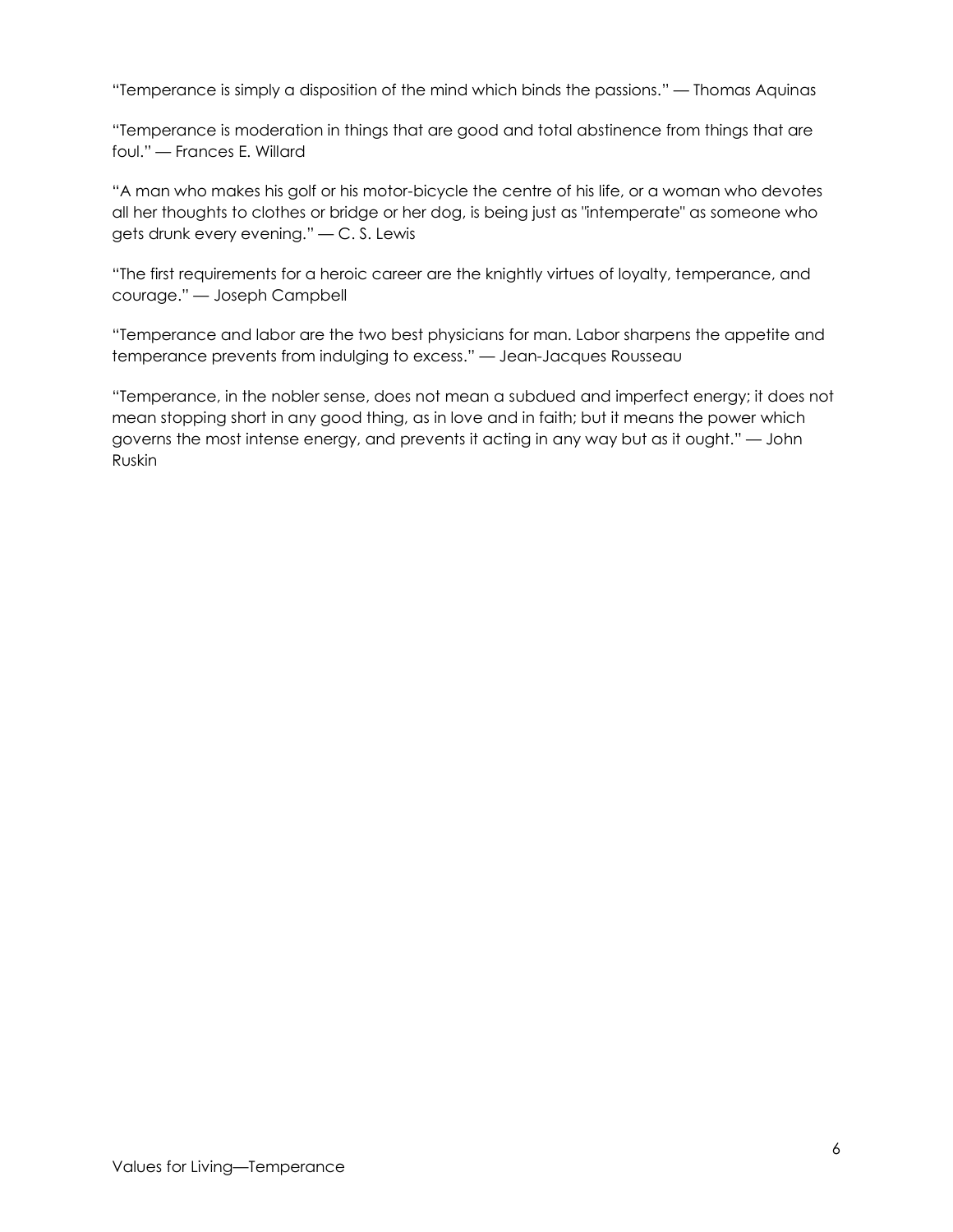"Temperance is simply a disposition of the mind which binds the passions." — Thomas Aquinas

"Temperance is moderation in things that are good and total abstinence from things that are foul." — Frances E. Willard

"A man who makes his golf or his motor-bicycle the centre of his life, or a woman who devotes all her thoughts to clothes or bridge or her dog, is being just as "intemperate" as someone who gets drunk every evening." — C. S. Lewis

"The first requirements for a heroic career are the knightly virtues of loyalty, temperance, and courage." — Joseph Campbell

"Temperance and labor are the two best physicians for man. Labor sharpens the appetite and temperance prevents from indulging to excess." — Jean-Jacques Rousseau

"Temperance, in the nobler sense, does not mean a subdued and imperfect energy; it does not mean stopping short in any good thing, as in love and in faith; but it means the power which governs the most intense energy, and prevents it acting in any way but as it ought." — John Ruskin